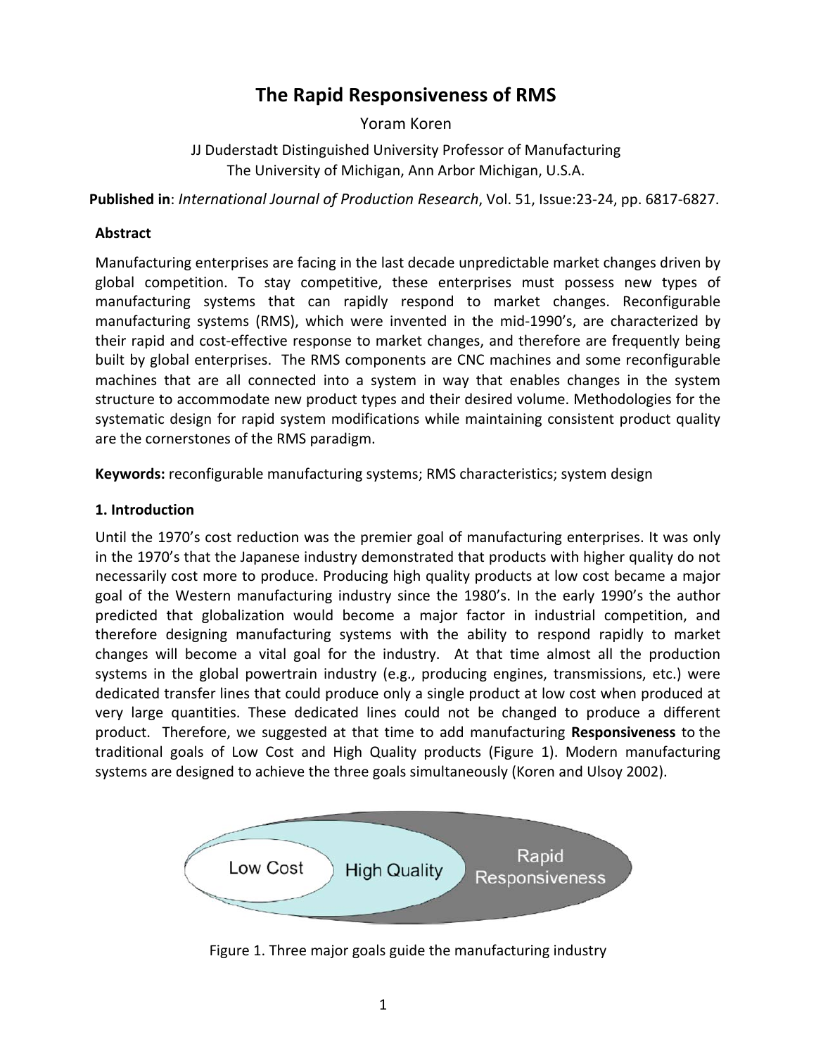# The Rapid Responsiveness of RMS

Yoram Koren

JJ Duderstadt Distinguished University Professor of Manufacturing
The University of Michigan, Ann Arbor Michigan, U.S.A.

**Published in**: *International Journal of Production Research*, Vol. 51, Issue:23-24, pp. 6817-6827.

**Abstract**

Manufacturing enterprises are facing in the last decade unpredictable market changes driven by global competition. To stay competitive, these enterprises must possess new types of manufacturing systems that can rapidly respond to market changes. Reconfigurable manufacturing systems (RMS), which were invented in the mid-1990's, are characterized by their rapid and cost-effective response to market changes, and therefore are frequently being built by global enterprises. The RMS components are CNC machines and some reconfigurable machines that are all connected into a system in way that enables changes in the system structure to accommodate new product types and their desired volume. Methodologies for the systematic design for rapid system modifications while maintaining consistent product quality are the cornerstones of the RMS paradigm.

**Keywords:** reconfigurable manufacturing systems; RMS characteristics; system design

## 1. Introduction

Until the 1970's cost reduction was the premier goal of manufacturing enterprises. It was only in the 1970's that the Japanese industry demonstrated that products with higher quality do not necessarily cost more to produce. Producing high quality products at low cost became a major goal of the Western manufacturing industry since the 1980's. In the early 1990's the author predicted that globalization would become a major factor in industrial competition, and therefore designing manufacturing systems with the ability to respond rapidly to market changes will become a vital goal for the industry. At that time almost all the production systems in the global powertrain industry (e.g., producing engines, transmissions, etc.) were dedicated transfer lines that could produce only a single product at low cost when produced at very large quantities. These dedicated lines could not be changed to produce a different product. Therefore, we suggested at that time to add manufacturing **Responsiveness** to the traditional goals of Low Cost and High Quality products (Figure 1). Modern manufacturing systems are designed to achieve the three goals simultaneously (Koren and Ulsoy 2002).

Low Cost | High Quality | Rapid Responsiveness

Figure 1. Three major goals guide the manufacturing industry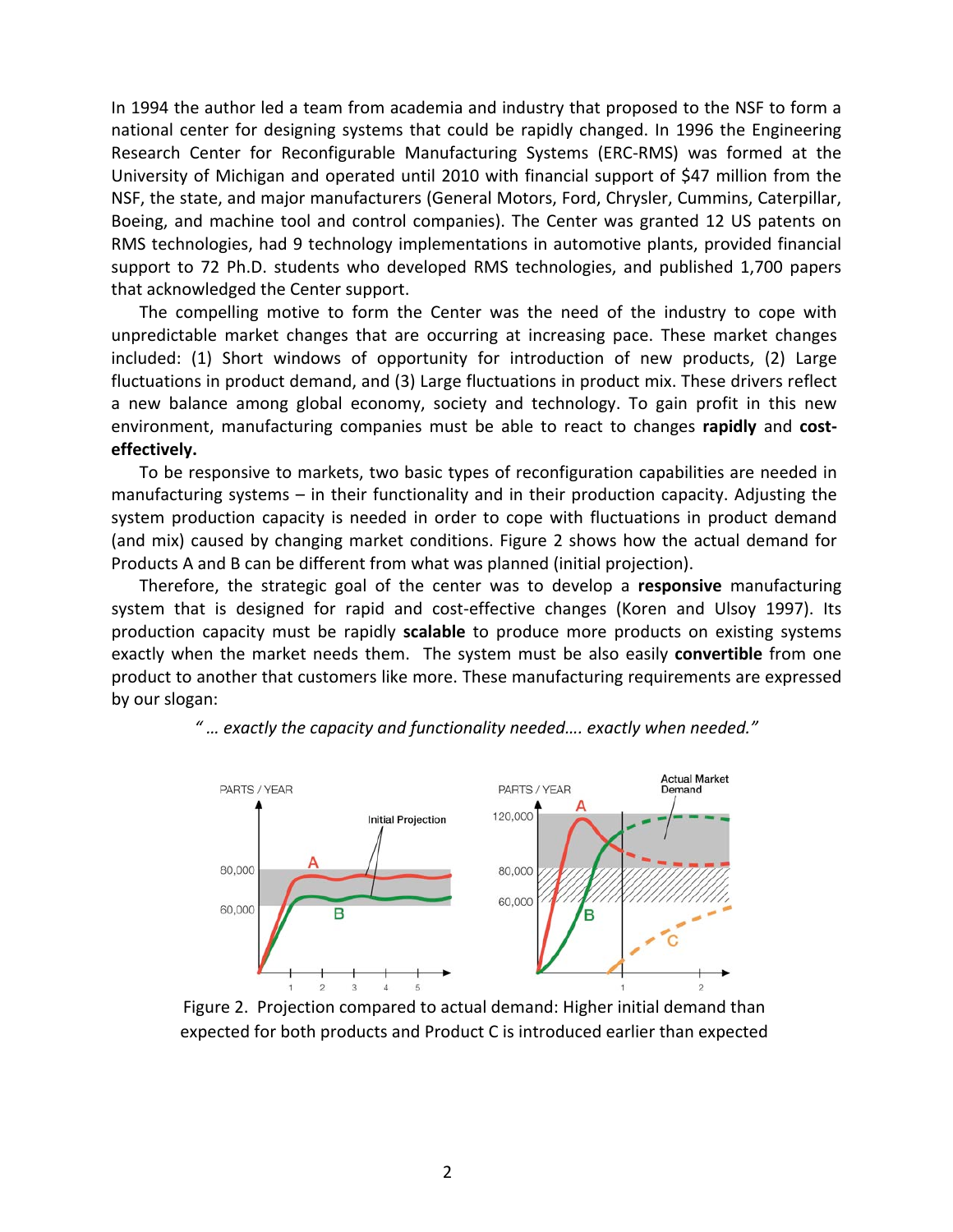In 1994 the author led a team from academia and industry that proposed to the NSF to form a national center for designing systems that could be rapidly changed. In 1996 the Engineering Research Center for Reconfigurable Manufacturing Systems (ERC-RMS) was formed at the University of Michigan and operated until 2010 with financial support of $47 million from the NSF, the state, and major manufacturers (General Motors, Ford, Chrysler, Cummins, Caterpillar, Boeing, and machine tool and control companies). The Center was granted 12 US patents on RMS technologies, had 9 technology implementations in automotive plants, provided financial support to 72 Ph.D. students who developed RMS technologies, and published 1,700 papers that acknowledged the Center support.

The compelling motive to form the Center was the need of the industry to cope with unpredictable market changes that are occurring at increasing pace. These market changes included: (1) Short windows of opportunity for introduction of new products, (2) Large fluctuations in product demand, and (3) Large fluctuations in product mix. These drivers reflect a new balance among global economy, society and technology. To gain profit in this new environment, manufacturing companies must be able to react to changes **rapidly** and **cost-effectively.**

To be responsive to markets, two basic types of reconfiguration capabilities are needed in manufacturing systems – in their functionality and in their production capacity. Adjusting the system production capacity is needed in order to cope with fluctuations in product demand (and mix) caused by changing market conditions. Figure 2 shows how the actual demand for Products A and B can be different from what was planned (initial projection).

Therefore, the strategic goal of the center was to develop a **responsive** manufacturing system that is designed for rapid and cost-effective changes (Koren and Ulsoy 1997). Its production capacity must be rapidly **scalable** to produce more products on existing systems exactly when the market needs them. The system must be also easily **convertible** from one product to another that customers like more. These manufacturing requirements are expressed by our slogan:

*" … exactly the capacity and functionality needed…. exactly when needed."*

Figure 2. Projection compared to actual demand: Higher initial demand than expected for both products and Product C is introduced earlier than expected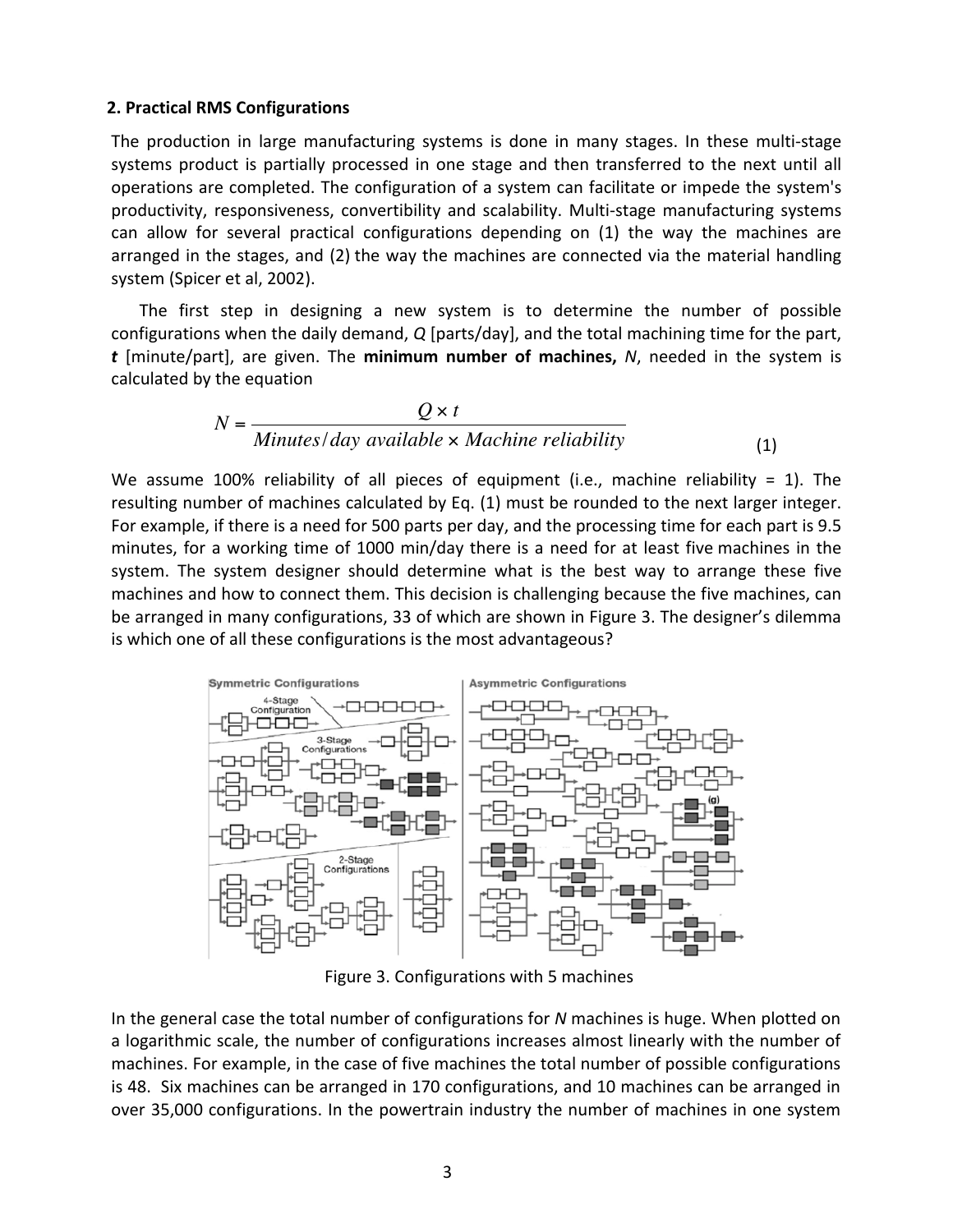## 2. Practical RMS Configurations

The production in large manufacturing systems is done in many stages. In these multi-stage systems product is partially processed in one stage and then transferred to the next until all operations are completed. The configuration of a system can facilitate or impede the system's productivity, responsiveness, convertibility and scalability. Multi-stage manufacturing systems can allow for several practical configurations depending on (1) the way the machines are arranged in the stages, and (2) the way the machines are connected via the material handling system (Spicer et al, 2002).

The first step in designing a new system is to determine the number of possible configurations when the daily demand, $Q$ [parts/day], and the total machining time for the part, $t$ [minute/part], are given. The **minimum number of machines,** $N$, needed in the system is calculated by the equation

$$N = \frac{Q \times t}{Minutes/day\ available \times Machine\ reliability} \quad (1)$$

We assume 100% reliability of all pieces of equipment (i.e., machine reliability = 1). The resulting number of machines calculated by Eq. (1) must be rounded to the next larger integer. For example, if there is a need for 500 parts per day, and the processing time for each part is 9.5 minutes, for a working time of 1000 min/day there is a need for at least five machines in the system. The system designer should determine what is the best way to arrange these five machines and how to connect them. This decision is challenging because the five machines, can be arranged in many configurations, 33 of which are shown in Figure 3. The designer's dilemma is which one of all these configurations is the most advantageous?

Figure 3. Configurations with 5 machines

In the general case the total number of configurations for $N$ machines is huge. When plotted on a logarithmic scale, the number of configurations increases almost linearly with the number of machines. For example, in the case of five machines the total number of possible configurations is 48. Six machines can be arranged in 170 configurations, and 10 machines can be arranged in over 35,000 configurations. In the powertrain industry the number of machines in one system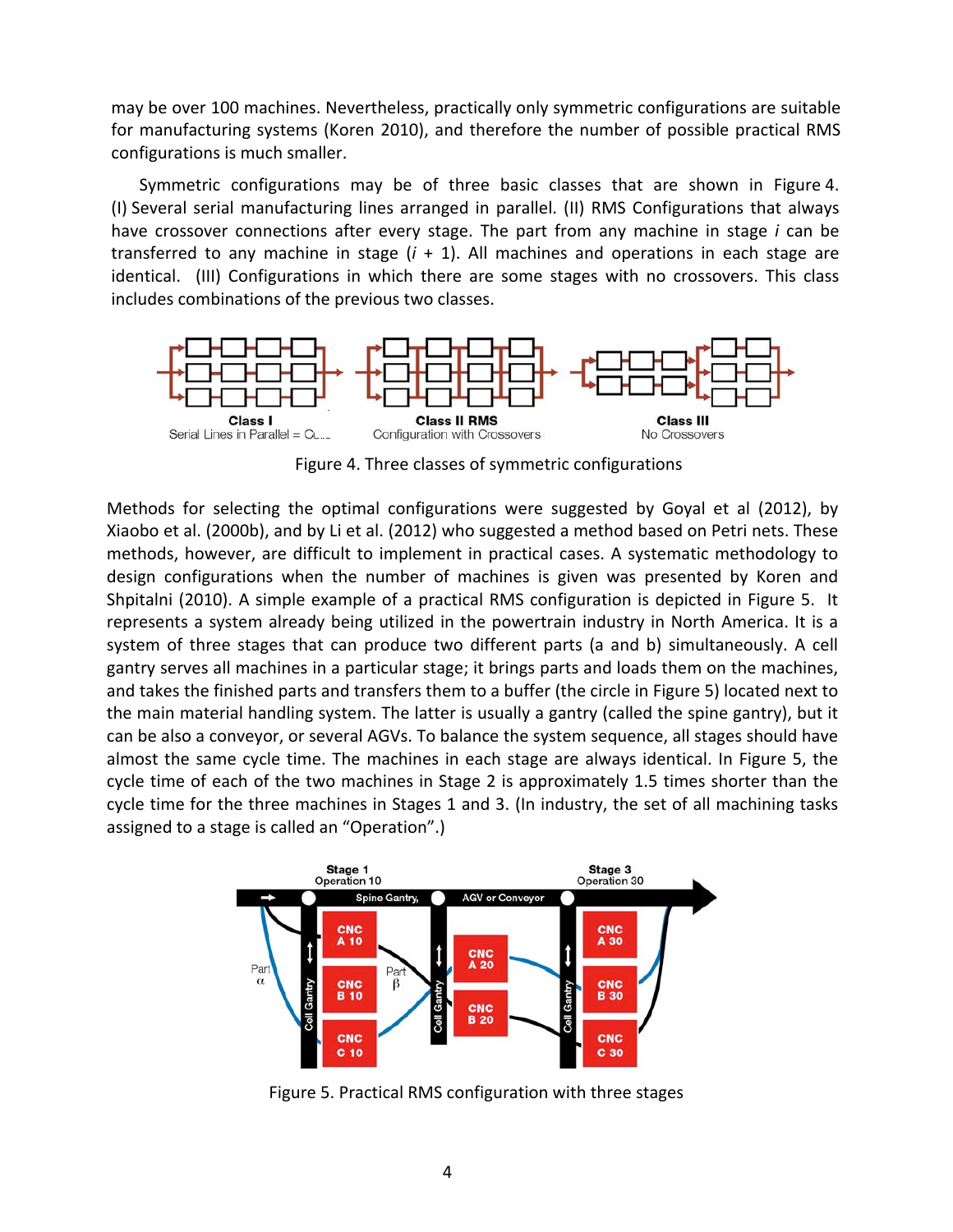may be over 100 machines. Nevertheless, practically only symmetric configurations are suitable for manufacturing systems (Koren 2010), and therefore the number of possible practical RMS configurations is much smaller.

Symmetric configurations may be of three basic classes that are shown in Figure 4. (I) Several serial manufacturing lines arranged in parallel. (II) RMS Configurations that always have crossover connections after every stage. The part from any machine in stage *i* can be transferred to any machine in stage (*i* + 1). All machines and operations in each stage are identical. (III) Configurations in which there are some stages with no crossovers. This class includes combinations of the previous two classes.

Figure 4. Three classes of symmetric configurations

Methods for selecting the optimal configurations were suggested by Goyal et al (2012), by Xiaobo et al. (2000b), and by Li et al. (2012) who suggested a method based on Petri nets. These methods, however, are difficult to implement in practical cases. A systematic methodology to design configurations when the number of machines is given was presented by Koren and Shpitalni (2010). A simple example of a practical RMS configuration is depicted in Figure 5. It represents a system already being utilized in the powertrain industry in North America. It is a system of three stages that can produce two different parts (a and b) simultaneously. A cell gantry serves all machines in a particular stage; it brings parts and loads them on the machines, and takes the finished parts and transfers them to a buffer (the circle in Figure 5) located next to the main material handling system. The latter is usually a gantry (called the spine gantry), but it can be also a conveyor, or several AGVs. To balance the system sequence, all stages should have almost the same cycle time. The machines in each stage are always identical. In Figure 5, the cycle time of each of the two machines in Stage 2 is approximately 1.5 times shorter than the cycle time for the three machines in Stages 1 and 3. (In industry, the set of all machining tasks assigned to a stage is called an "Operation".)

Figure 5. Practical RMS configuration with three stages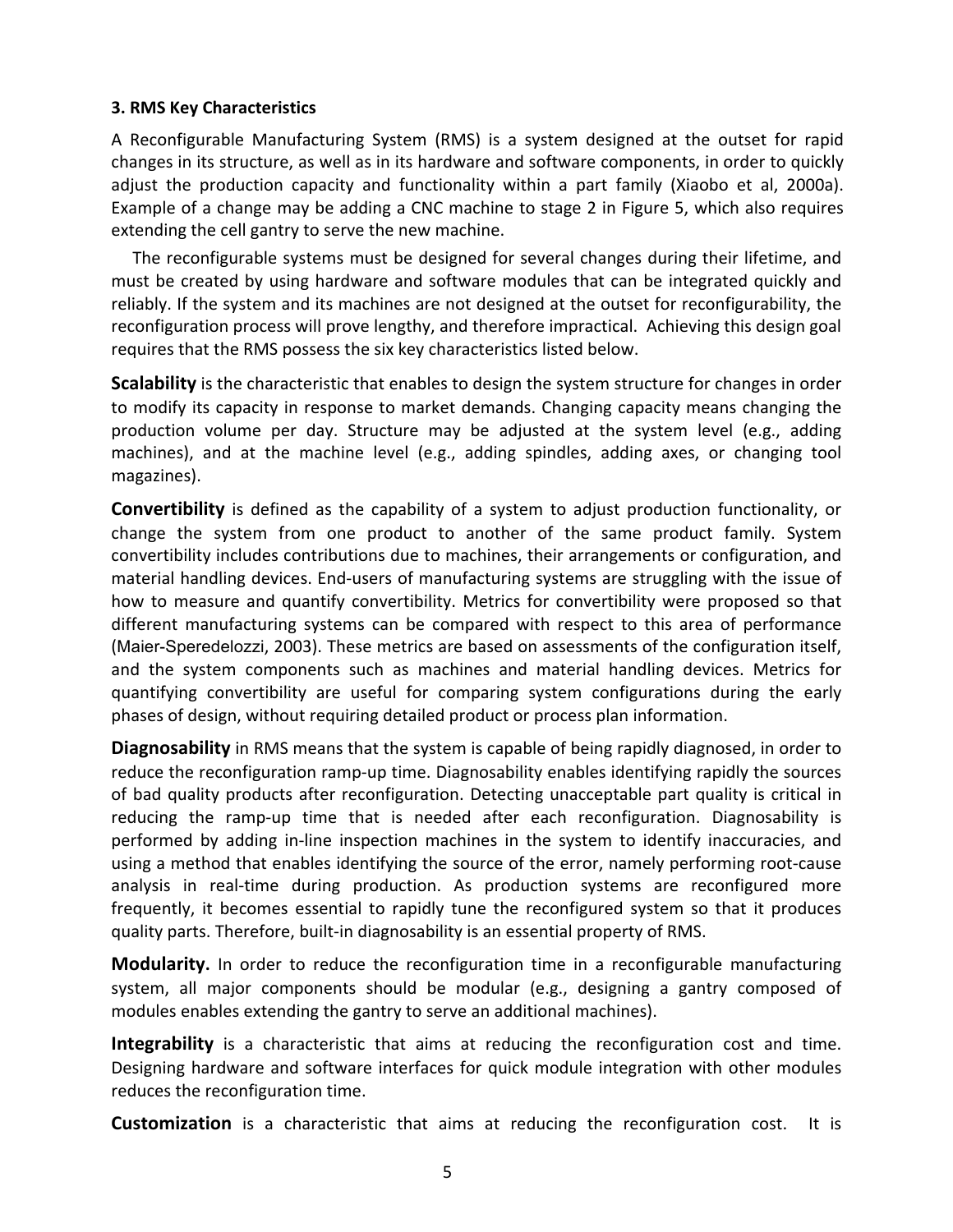**3. RMS Key Characteristics**

A Reconfigurable Manufacturing System (RMS) is a system designed at the outset for rapid changes in its structure, as well as in its hardware and software components, in order to quickly adjust the production capacity and functionality within a part family (Xiaobo et al, 2000a). Example of a change may be adding a CNC machine to stage 2 in Figure 5, which also requires extending the cell gantry to serve the new machine.

The reconfigurable systems must be designed for several changes during their lifetime, and must be created by using hardware and software modules that can be integrated quickly and reliably. If the system and its machines are not designed at the outset for reconfigurability, the reconfiguration process will prove lengthy, and therefore impractical. Achieving this design goal requires that the RMS possess the six key characteristics listed below.

**Scalability** is the characteristic that enables to design the system structure for changes in order to modify its capacity in response to market demands. Changing capacity means changing the production volume per day. Structure may be adjusted at the system level (e.g., adding machines), and at the machine level (e.g., adding spindles, adding axes, or changing tool magazines).

**Convertibility** is defined as the capability of a system to adjust production functionality, or change the system from one product to another of the same product family. System convertibility includes contributions due to machines, their arrangements or configuration, and material handling devices. End-users of manufacturing systems are struggling with the issue of how to measure and quantify convertibility. Metrics for convertibility were proposed so that different manufacturing systems can be compared with respect to this area of performance (Maier-Speredelozzi, 2003). These metrics are based on assessments of the configuration itself, and the system components such as machines and material handling devices. Metrics for quantifying convertibility are useful for comparing system configurations during the early phases of design, without requiring detailed product or process plan information.

**Diagnosability** in RMS means that the system is capable of being rapidly diagnosed, in order to reduce the reconfiguration ramp-up time. Diagnosability enables identifying rapidly the sources of bad quality products after reconfiguration. Detecting unacceptable part quality is critical in reducing the ramp-up time that is needed after each reconfiguration. Diagnosability is performed by adding in-line inspection machines in the system to identify inaccuracies, and using a method that enables identifying the source of the error, namely performing root-cause analysis in real-time during production. As production systems are reconfigured more frequently, it becomes essential to rapidly tune the reconfigured system so that it produces quality parts. Therefore, built-in diagnosability is an essential property of RMS.

**Modularity.** In order to reduce the reconfiguration time in a reconfigurable manufacturing system, all major components should be modular (e.g., designing a gantry composed of modules enables extending the gantry to serve an additional machines).

**Integrability** is a characteristic that aims at reducing the reconfiguration cost and time. Designing hardware and software interfaces for quick module integration with other modules reduces the reconfiguration time.

**Customization** is a characteristic that aims at reducing the reconfiguration cost. It is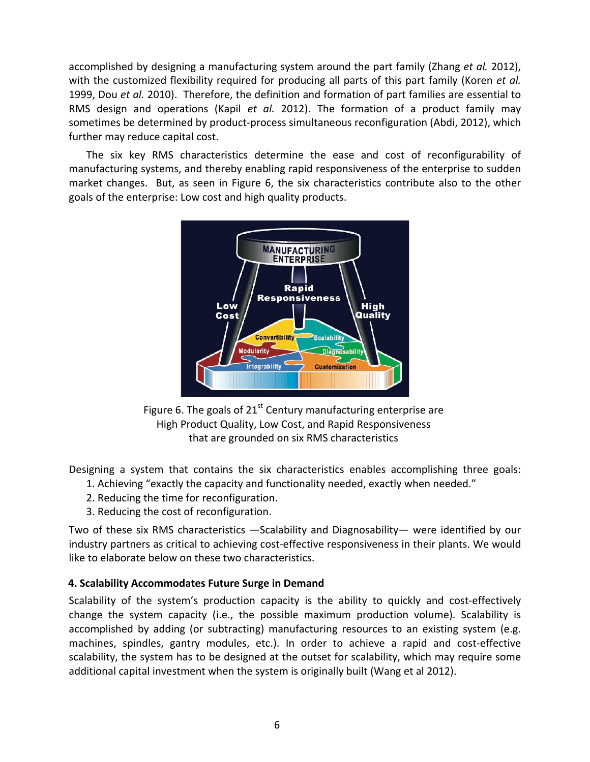accomplished by designing a manufacturing system around the part family (Zhang *et al.* 2012), with the customized flexibility required for producing all parts of this part family (Koren *et al.* 1999, Dou *et al.* 2010). Therefore, the definition and formation of part families are essential to RMS design and operations (Kapil *et al.* 2012). The formation of a product family may sometimes be determined by product-process simultaneous reconfiguration (Abdi, 2012), which further may reduce capital cost.

The six key RMS characteristics determine the ease and cost of reconfigurability of manufacturing systems, and thereby enabling rapid responsiveness of the enterprise to sudden market changes. But, as seen in Figure 6, the six characteristics contribute also to the other goals of the enterprise: Low cost and high quality products.

Figure 6. The goals of 21st Century manufacturing enterprise are High Product Quality, Low Cost, and Rapid Responsiveness that are grounded on six RMS characteristics

Designing a system that contains the six characteristics enables accomplishing three goals:

1. Achieving "exactly the capacity and functionality needed, exactly when needed."
2. Reducing the time for reconfiguration.
3. Reducing the cost of reconfiguration.

Two of these six RMS characteristics —Scalability and Diagnosability— were identified by our industry partners as critical to achieving cost-effective responsiveness in their plants. We would like to elaborate below on these two characteristics.

### 4. Scalability Accommodates Future Surge in Demand

Scalability of the system's production capacity is the ability to quickly and cost-effectively change the system capacity (i.e., the possible maximum production volume). Scalability is accomplished by adding (or subtracting) manufacturing resources to an existing system (e.g. machines, spindles, gantry modules, etc.). In order to achieve a rapid and cost-effective scalability, the system has to be designed at the outset for scalability, which may require some additional capital investment when the system is originally built (Wang et al 2012).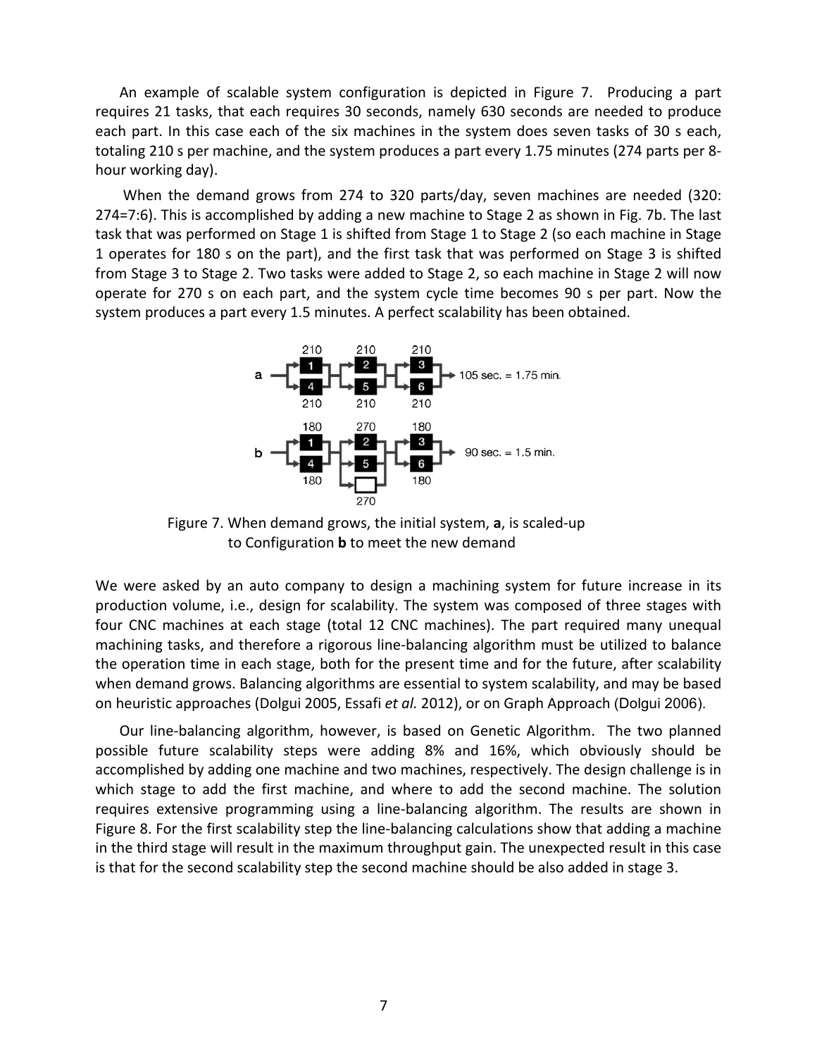An example of scalable system configuration is depicted in Figure 7. Producing a part requires 21 tasks, that each requires 30 seconds, namely 630 seconds are needed to produce each part. In this case each of the six machines in the system does seven tasks of 30 s each, totaling 210 s per machine, and the system produces a part every 1.75 minutes (274 parts per 8-hour working day).

When the demand grows from 274 to 320 parts/day, seven machines are needed (320: 274=7:6). This is accomplished by adding a new machine to Stage 2 as shown in Fig. 7b. The last task that was performed on Stage 1 is shifted from Stage 1 to Stage 2 (so each machine in Stage 1 operates for 180 s on the part), and the first task that was performed on Stage 3 is shifted from Stage 3 to Stage 2. Two tasks were added to Stage 2, so each machine in Stage 2 will now operate for 270 s on each part, and the system cycle time becomes 90 s per part. Now the system produces a part every 1.5 minutes. A perfect scalability has been obtained.

Figure 7. When demand grows, the initial system, **a**, is scaled-up to Configuration **b** to meet the new demand

We were asked by an auto company to design a machining system for future increase in its production volume, i.e., design for scalability. The system was composed of three stages with four CNC machines at each stage (total 12 CNC machines). The part required many unequal machining tasks, and therefore a rigorous line-balancing algorithm must be utilized to balance the operation time in each stage, both for the present time and for the future, after scalability when demand grows. Balancing algorithms are essential to system scalability, and may be based on heuristic approaches (Dolgui 2005, Essafi *et al.* 2012), or on Graph Approach (Dolgui 2006).

Our line-balancing algorithm, however, is based on Genetic Algorithm. The two planned possible future scalability steps were adding 8% and 16%, which obviously should be accomplished by adding one machine and two machines, respectively. The design challenge is in which stage to add the first machine, and where to add the second machine. The solution requires extensive programming using a line-balancing algorithm. The results are shown in Figure 8. For the first scalability step the line-balancing calculations show that adding a machine in the third stage will result in the maximum throughput gain. The unexpected result in this case is that for the second scalability step the second machine should be also added in stage 3.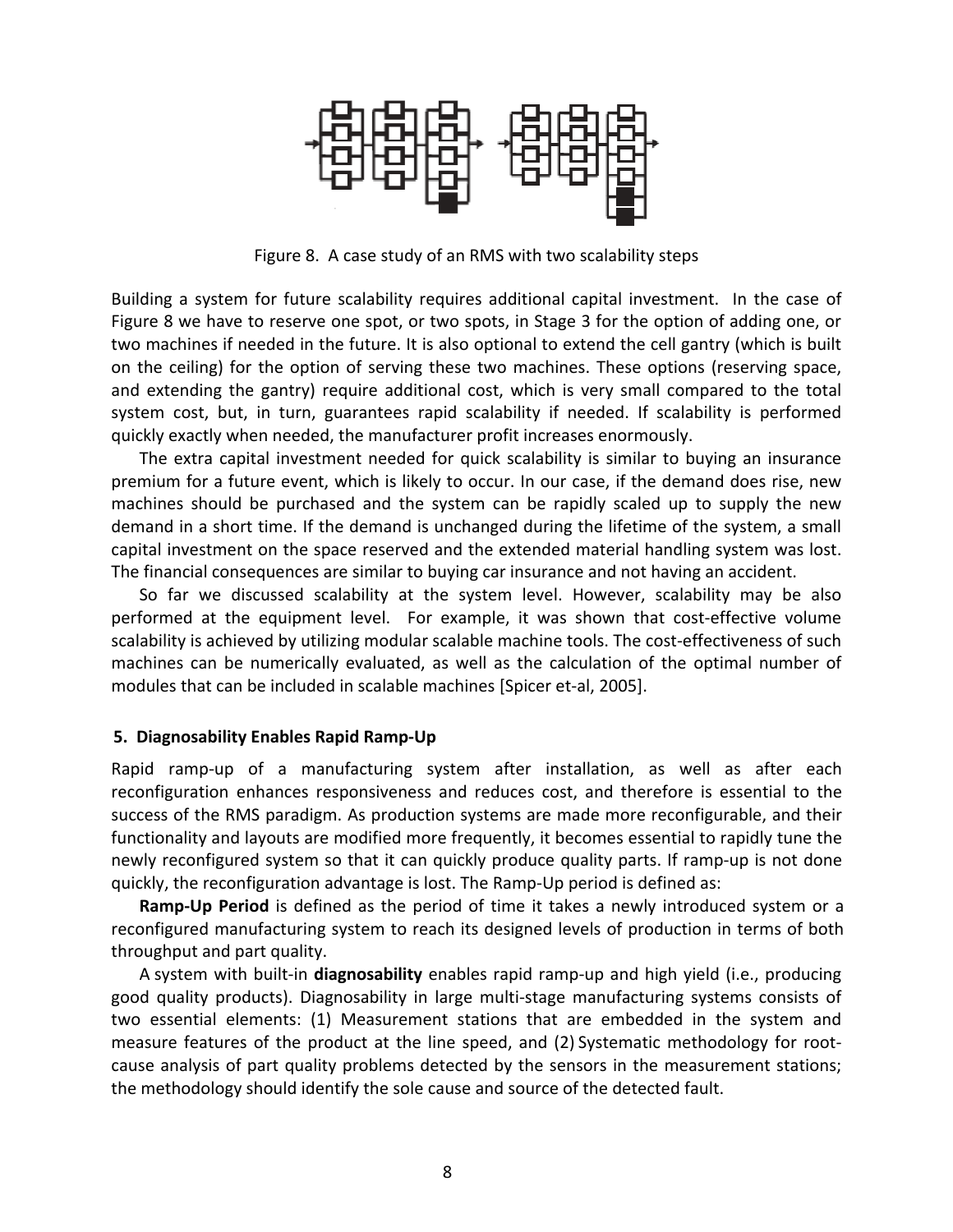Figure 8. A case study of an RMS with two scalability steps

Building a system for future scalability requires additional capital investment. In the case of Figure 8 we have to reserve one spot, or two spots, in Stage 3 for the option of adding one, or two machines if needed in the future. It is also optional to extend the cell gantry (which is built on the ceiling) for the option of serving these two machines. These options (reserving space, and extending the gantry) require additional cost, which is very small compared to the total system cost, but, in turn, guarantees rapid scalability if needed. If scalability is performed quickly exactly when needed, the manufacturer profit increases enormously.

The extra capital investment needed for quick scalability is similar to buying an insurance premium for a future event, which is likely to occur. In our case, if the demand does rise, new machines should be purchased and the system can be rapidly scaled up to supply the new demand in a short time. If the demand is unchanged during the lifetime of the system, a small capital investment on the space reserved and the extended material handling system was lost. The financial consequences are similar to buying car insurance and not having an accident.

So far we discussed scalability at the system level. However, scalability may be also performed at the equipment level. For example, it was shown that cost-effective volume scalability is achieved by utilizing modular scalable machine tools. The cost-effectiveness of such machines can be numerically evaluated, as well as the calculation of the optimal number of modules that can be included in scalable machines [Spicer et-al, 2005].

## 5. Diagnosability Enables Rapid Ramp-Up

Rapid ramp-up of a manufacturing system after installation, as well as after each reconfiguration enhances responsiveness and reduces cost, and therefore is essential to the success of the RMS paradigm. As production systems are made more reconfigurable, and their functionality and layouts are modified more frequently, it becomes essential to rapidly tune the newly reconfigured system so that it can quickly produce quality parts. If ramp-up is not done quickly, the reconfiguration advantage is lost. The Ramp-Up period is defined as:

**Ramp-Up Period** is defined as the period of time it takes a newly introduced system or a reconfigured manufacturing system to reach its designed levels of production in terms of both throughput and part quality.

A system with built-in **diagnosability** enables rapid ramp-up and high yield (i.e., producing good quality products). Diagnosability in large multi-stage manufacturing systems consists of two essential elements: (1) Measurement stations that are embedded in the system and measure features of the product at the line speed, and (2) Systematic methodology for root-cause analysis of part quality problems detected by the sensors in the measurement stations; the methodology should identify the sole cause and source of the detected fault.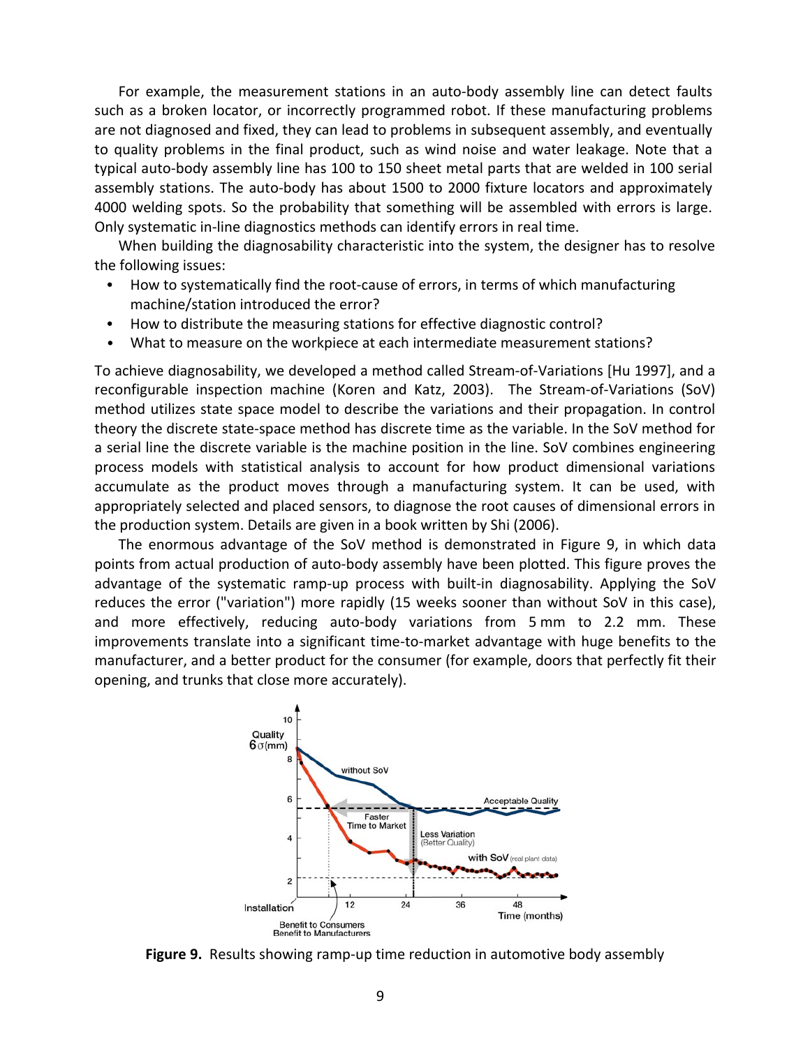For example, the measurement stations in an auto-body assembly line can detect faults such as a broken locator, or incorrectly programmed robot. If these manufacturing problems are not diagnosed and fixed, they can lead to problems in subsequent assembly, and eventually to quality problems in the final product, such as wind noise and water leakage. Note that a typical auto-body assembly line has 100 to 150 sheet metal parts that are welded in 100 serial assembly stations. The auto-body has about 1500 to 2000 fixture locators and approximately 4000 welding spots. So the probability that something will be assembled with errors is large. Only systematic in-line diagnostics methods can identify errors in real time.

When building the diagnosability characteristic into the system, the designer has to resolve the following issues:

- How to systematically find the root-cause of errors, in terms of which manufacturing machine/station introduced the error?
- How to distribute the measuring stations for effective diagnostic control?
- What to measure on the workpiece at each intermediate measurement stations?

To achieve diagnosability, we developed a method called Stream-of-Variations [Hu 1997], and a reconfigurable inspection machine (Koren and Katz, 2003). The Stream-of-Variations (SoV) method utilizes state space model to describe the variations and their propagation. In control theory the discrete state-space method has discrete time as the variable. In the SoV method for a serial line the discrete variable is the machine position in the line. SoV combines engineering process models with statistical analysis to account for how product dimensional variations accumulate as the product moves through a manufacturing system. It can be used, with appropriately selected and placed sensors, to diagnose the root causes of dimensional errors in the production system. Details are given in a book written by Shi (2006).

The enormous advantage of the SoV method is demonstrated in Figure 9, in which data points from actual production of auto-body assembly have been plotted. This figure proves the advantage of the systematic ramp-up process with built-in diagnosability. Applying the SoV reduces the error ("variation") more rapidly (15 weeks sooner than without SoV in this case), and more effectively, reducing auto-body variations from 5 mm to 2.2 mm. These improvements translate into a significant time-to-market advantage with huge benefits to the manufacturer, and a better product for the consumer (for example, doors that perfectly fit their opening, and trunks that close more accurately).

**Figure 9.** Results showing ramp-up time reduction in automotive body assembly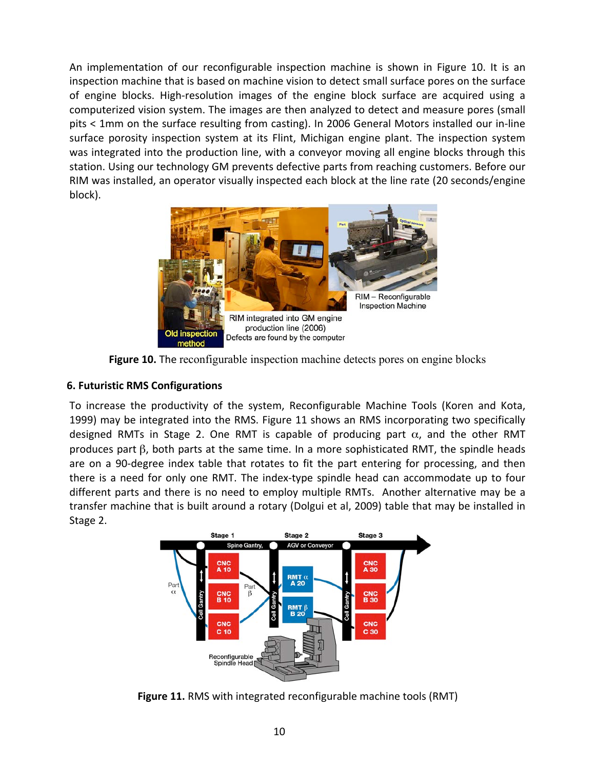An implementation of our reconfigurable inspection machine is shown in Figure 10. It is an inspection machine that is based on machine vision to detect small surface pores on the surface of engine blocks. High-resolution images of the engine block surface are acquired using a computerized vision system. The images are then analyzed to detect and measure pores (small pits < 1mm on the surface resulting from casting). In 2006 General Motors installed our in-line surface porosity inspection system at its Flint, Michigan engine plant. The inspection system was integrated into the production line, with a conveyor moving all engine blocks through this station. Using our technology GM prevents defective parts from reaching customers. Before our RIM was installed, an operator visually inspected each block at the line rate (20 seconds/engine block).

**Figure 10.** The reconfigurable inspection machine detects pores on engine blocks

### 6. Futuristic RMS Configurations

To increase the productivity of the system, Reconfigurable Machine Tools (Koren and Kota, 1999) may be integrated into the RMS. Figure 11 shows an RMS incorporating two specifically designed RMTs in Stage 2. One RMT is capable of producing part $\alpha$, and the other RMT produces part $\beta$, both parts at the same time. In a more sophisticated RMT, the spindle heads are on a 90-degree index table that rotates to fit the part entering for processing, and then there is a need for only one RMT. The index-type spindle head can accommodate up to four different parts and there is no need to employ multiple RMTs. Another alternative may be a transfer machine that is built around a rotary (Dolgui et al, 2009) table that may be installed in Stage 2.

**Figure 11.** RMS with integrated reconfigurable machine tools (RMT)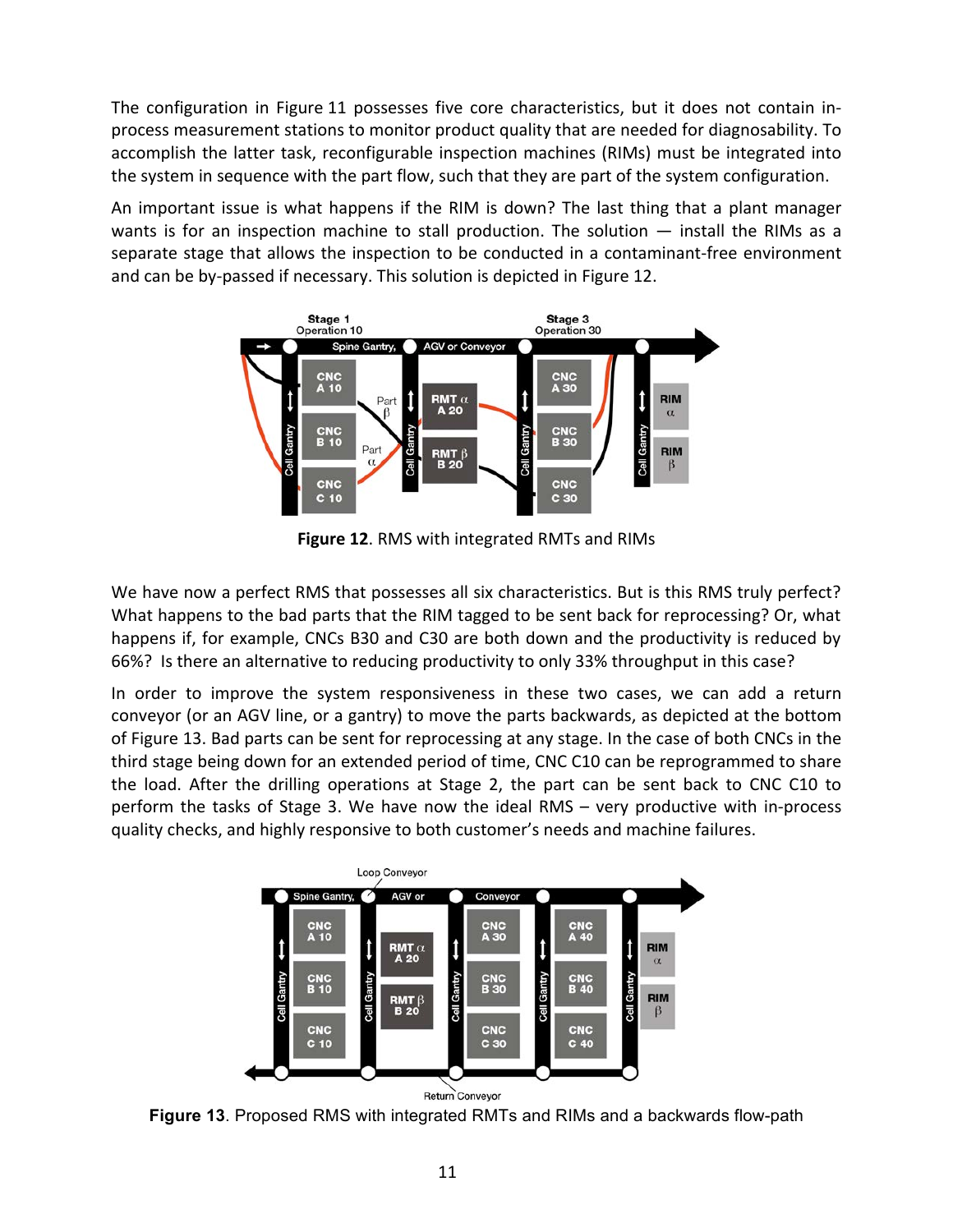The configuration in Figure 11 possesses five core characteristics, but it does not contain in-process measurement stations to monitor product quality that are needed for diagnosability. To accomplish the latter task, reconfigurable inspection machines (RIMs) must be integrated into the system in sequence with the part flow, such that they are part of the system configuration.

An important issue is what happens if the RIM is down? The last thing that a plant manager wants is for an inspection machine to stall production. The solution — install the RIMs as a separate stage that allows the inspection to be conducted in a contaminant-free environment and can be by-passed if necessary. This solution is depicted in Figure 12.

**Figure 12**. RMS with integrated RMTs and RIMs

We have now a perfect RMS that possesses all six characteristics. But is this RMS truly perfect? What happens to the bad parts that the RIM tagged to be sent back for reprocessing? Or, what happens if, for example, CNCs B30 and C30 are both down and the productivity is reduced by 66%? Is there an alternative to reducing productivity to only 33% throughput in this case?

In order to improve the system responsiveness in these two cases, we can add a return conveyor (or an AGV line, or a gantry) to move the parts backwards, as depicted at the bottom of Figure 13. Bad parts can be sent for reprocessing at any stage. In the case of both CNCs in the third stage being down for an extended period of time, CNC C10 can be reprogrammed to share the load. After the drilling operations at Stage 2, the part can be sent back to CNC C10 to perform the tasks of Stage 3. We have now the ideal RMS – very productive with in-process quality checks, and highly responsive to both customer's needs and machine failures.

**Figure 13**. Proposed RMS with integrated RMTs and RIMs and a backwards flow-path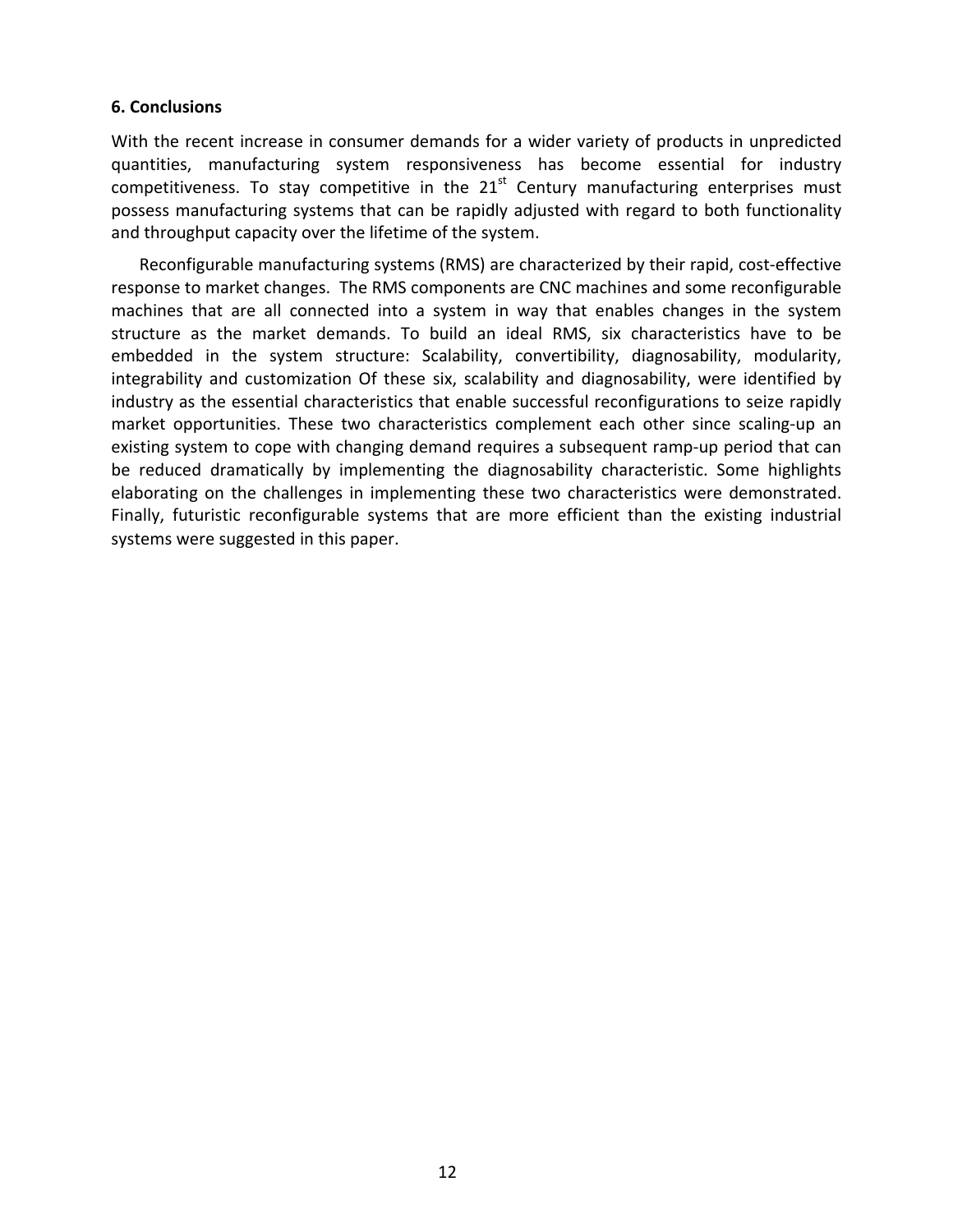## 6. Conclusions

With the recent increase in consumer demands for a wider variety of products in unpredicted quantities, manufacturing system responsiveness has become essential for industry competitiveness. To stay competitive in the 21st Century manufacturing enterprises must possess manufacturing systems that can be rapidly adjusted with regard to both functionality and throughput capacity over the lifetime of the system.

Reconfigurable manufacturing systems (RMS) are characterized by their rapid, cost-effective response to market changes. The RMS components are CNC machines and some reconfigurable machines that are all connected into a system in way that enables changes in the system structure as the market demands. To build an ideal RMS, six characteristics have to be embedded in the system structure: Scalability, convertibility, diagnosability, modularity, integrability and customization Of these six, scalability and diagnosability, were identified by industry as the essential characteristics that enable successful reconfigurations to seize rapidly market opportunities. These two characteristics complement each other since scaling-up an existing system to cope with changing demand requires a subsequent ramp-up period that can be reduced dramatically by implementing the diagnosability characteristic. Some highlights elaborating on the challenges in implementing these two characteristics were demonstrated. Finally, futuristic reconfigurable systems that are more efficient than the existing industrial systems were suggested in this paper.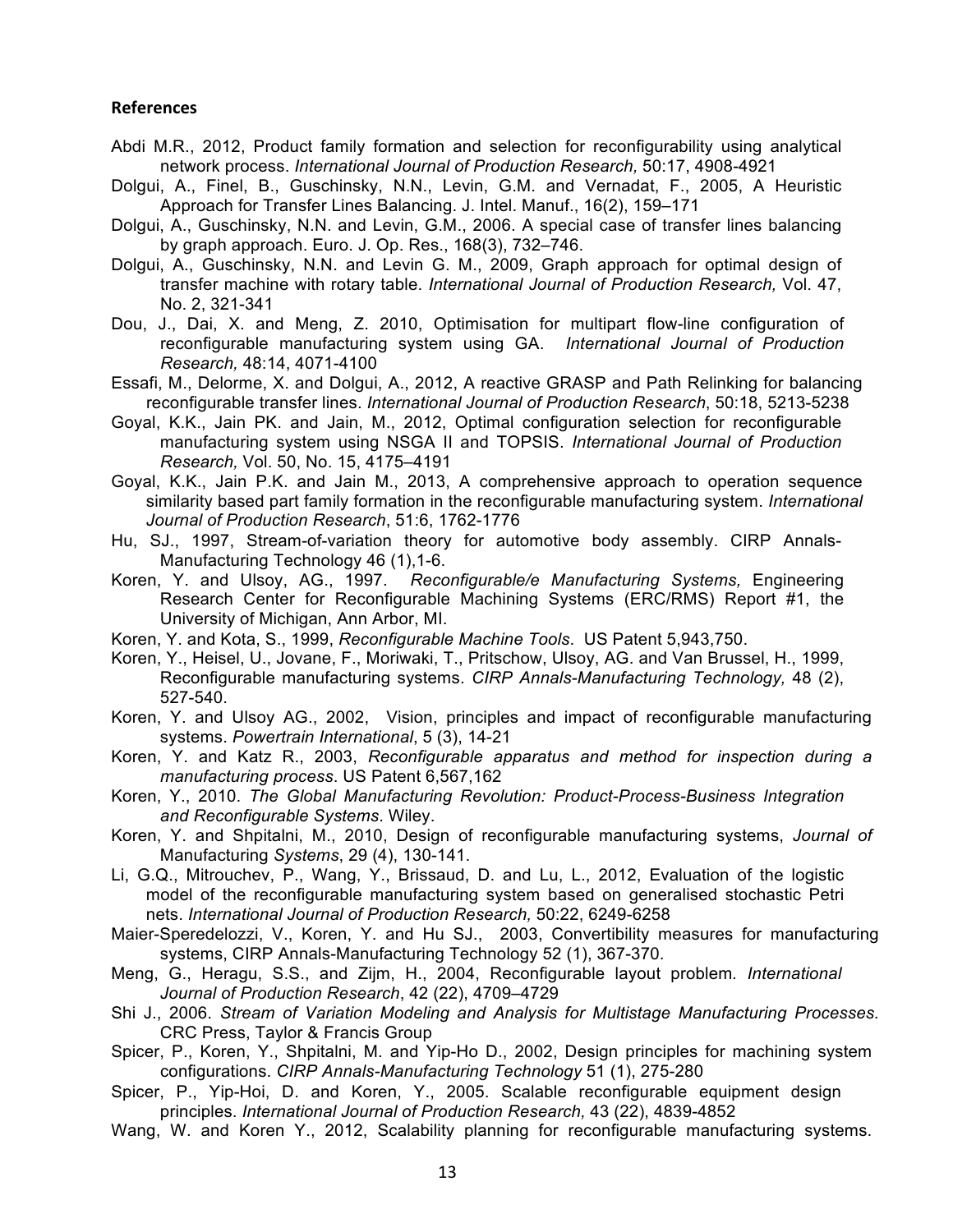**References**

Abdi M.R., 2012, Product family formation and selection for reconfigurability using analytical network process. *International Journal of Production Research,* 50:17, 4908-4921

Dolgui, A., Finel, B., Guschinsky, N.N., Levin, G.M. and Vernadat, F., 2005, A Heuristic Approach for Transfer Lines Balancing. J. Intel. Manuf., 16(2), 159–171

Dolgui, A., Guschinsky, N.N. and Levin, G.M., 2006. A special case of transfer lines balancing by graph approach. Euro. J. Op. Res., 168(3), 732–746.

Dolgui, A., Guschinsky, N.N. and Levin G. M., 2009, Graph approach for optimal design of transfer machine with rotary table. *International Journal of Production Research,* Vol. 47, No. 2, 321-341

Dou, J., Dai, X. and Meng, Z. 2010, Optimisation for multipart flow-line configuration of reconfigurable manufacturing system using GA. *International Journal of Production Research,* 48:14, 4071-4100

Essafi, M., Delorme, X. and Dolgui, A., 2012, A reactive GRASP and Path Relinking for balancing reconfigurable transfer lines. *International Journal of Production Research*, 50:18, 5213-5238

Goyal, K.K., Jain PK. and Jain, M., 2012, Optimal configuration selection for reconfigurable manufacturing system using NSGA II and TOPSIS. *International Journal of Production Research,* Vol. 50, No. 15, 4175–4191

Goyal, K.K., Jain P.K. and Jain M., 2013, A comprehensive approach to operation sequence similarity based part family formation in the reconfigurable manufacturing system. *International Journal of Production Research*, 51:6, 1762-1776

Hu, SJ., 1997, Stream-of-variation theory for automotive body assembly. CIRP Annals-Manufacturing Technology 46 (1),1-6.

Koren, Y. and Ulsoy, AG., 1997. *Reconfigurable/e Manufacturing Systems,* Engineering Research Center for Reconfigurable Machining Systems (ERC/RMS) Report #1, the University of Michigan, Ann Arbor, MI.

Koren, Y. and Kota, S., 1999, *Reconfigurable Machine Tools*. US Patent 5,943,750.

Koren, Y., Heisel, U., Jovane, F., Moriwaki, T., Pritschow, Ulsoy, AG. and Van Brussel, H., 1999, Reconfigurable manufacturing systems. *CIRP Annals-Manufacturing Technology,* 48 (2), 527-540.

Koren, Y. and Ulsoy AG., 2002, Vision, principles and impact of reconfigurable manufacturing systems. *Powertrain International*, 5 (3), 14-21

Koren, Y. and Katz R., 2003, *Reconfigurable apparatus and method for inspection during a manufacturing process*. US Patent 6,567,162

Koren, Y., 2010. *The Global Manufacturing Revolution: Product-Process-Business Integration and Reconfigurable Systems*. Wiley.

Koren, Y. and Shpitalni, M., 2010, Design of reconfigurable manufacturing systems, *Journal of* Manufacturing *Systems*, 29 (4), 130-141.

Li, G.Q., Mitrouchev, P., Wang, Y., Brissaud, D. and Lu, L., 2012, Evaluation of the logistic model of the reconfigurable manufacturing system based on generalised stochastic Petri nets. *International Journal of Production Research,* 50:22, 6249-6258

Maier-Speredelozzi, V., Koren, Y. and Hu SJ., 2003, Convertibility measures for manufacturing systems, CIRP Annals-Manufacturing Technology 52 (1), 367-370.

Meng, G., Heragu, S.S., and Zijm, H., 2004, Reconfigurable layout problem. *International Journal of Production Research*, 42 (22), 4709–4729

Shi J., 2006. *Stream of Variation Modeling and Analysis for Multistage Manufacturing Processes.* CRC Press, Taylor & Francis Group

Spicer, P., Koren, Y., Shpitalni, M. and Yip-Ho D., 2002, Design principles for machining system configurations. *CIRP Annals-Manufacturing Technology* 51 (1), 275-280

Spicer, P., Yip-Hoi, D. and Koren, Y., 2005. Scalable reconfigurable equipment design principles. *International Journal of Production Research,* 43 (22), 4839-4852

Wang, W. and Koren Y., 2012, Scalability planning for reconfigurable manufacturing systems.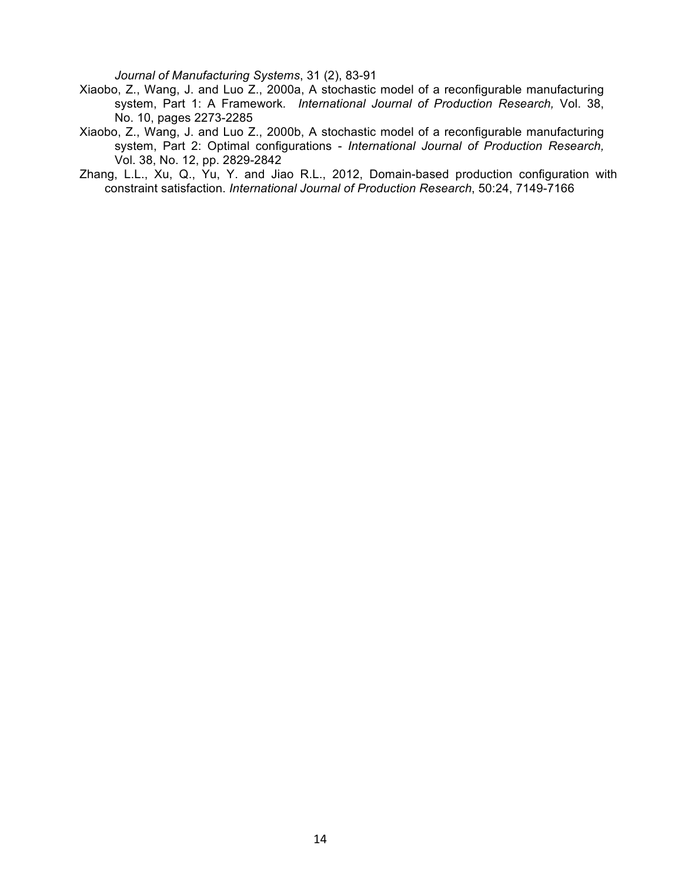*Journal of Manufacturing Systems*, 31 (2), 83-91

Xiaobo, Z., Wang, J. and Luo Z., 2000a, A stochastic model of a reconfigurable manufacturing system, Part 1: A Framework. *International Journal of Production Research,* Vol. 38, No. 10, pages 2273-2285

Xiaobo, Z., Wang, J. and Luo Z., 2000b, A stochastic model of a reconfigurable manufacturing system, Part 2: Optimal configurations - *International Journal of Production Research,* Vol. 38, No. 12, pp. 2829-2842

Zhang, L.L., Xu, Q., Yu, Y. and Jiao R.L., 2012, Domain-based production configuration with constraint satisfaction. *International Journal of Production Research*, 50:24, 7149-7166